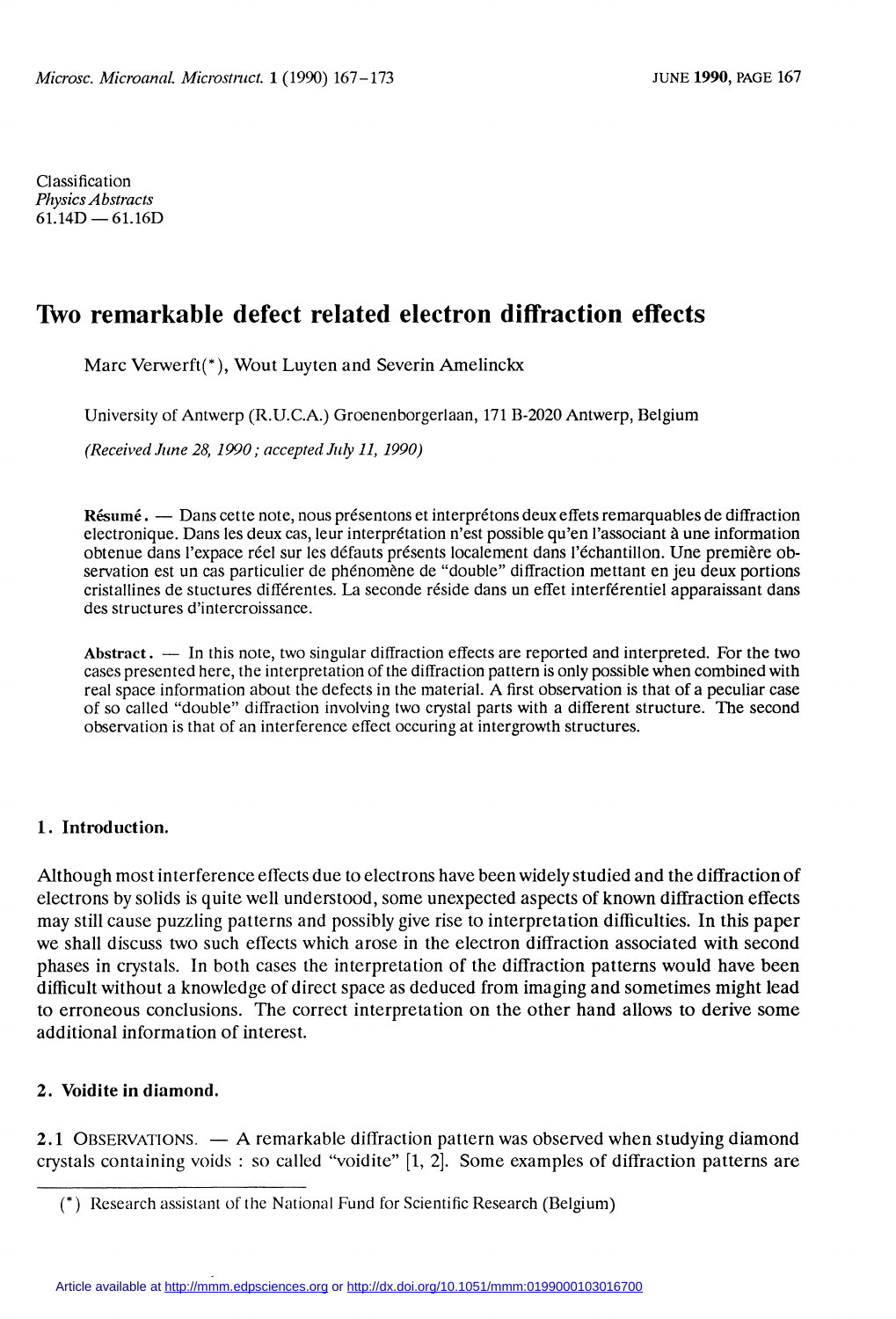Classification
*Physics Abstracts*
61.14D — 61.16D

# Two remarkable defect related electron diffraction effects

Marc Verwerft(*), Wout Luyten and Severin Amelinckx

University of Antwerp (R.U.C.A.) Groenenborgerlaan, 171 B-2020 Antwerp, Belgium

*(Received June 28, 1990 ; accepted July 11, 1990)*

**Résumé.** — Dans cette note, nous présentons et interprétons deux effets remarquables de diffraction electronique. Dans les deux cas, leur interprétation n'est possible qu'en l'associant à une information obtenue dans l'expace réel sur les défauts présents localement dans l'échantillon. Une première observation est un cas particulier de phénomène de "double" diffraction mettant en jeu deux portions cristallines de stuctures différentes. La seconde réside dans un effet interférentiel apparaissant dans des structures d'intercroissance.

**Abstract.** — In this note, two singular diffraction effects are reported and interpreted. For the two cases presented here, the interpretation of the diffraction pattern is only possible when combined with real space information about the defects in the material. A first observation is that of a peculiar case of so called "double" diffraction involving two crystal parts with a different structure. The second observation is that of an interference effect occuring at intergrowth structures.

## 1. Introduction.

Although most interference effects due to electrons have been widely studied and the diffraction of electrons by solids is quite well understood, some unexpected aspects of known diffraction effects may still cause puzzling patterns and possibly give rise to interpretation difficulties. In this paper we shall discuss two such effects which arose in the electron diffraction associated with second phases in crystals. In both cases the interpretation of the diffraction patterns would have been difficult without a knowledge of direct space as deduced from imaging and sometimes might lead to erroneous conclusions. The correct interpretation on the other hand allows to derive some additional information of interest.

## 2. Voidite in diamond.

2.1 Observations. — A remarkable diffraction pattern was observed when studying diamond crystals containing voids : so called "voidite" [1, 2]. Some examples of diffraction patterns are

(*) Research assistant of the National Fund for Scientific Research (Belgium)

Article available at http://mmm.edpsciences.org or http://dx.doi.org/10.1051/mmm:0199000103016700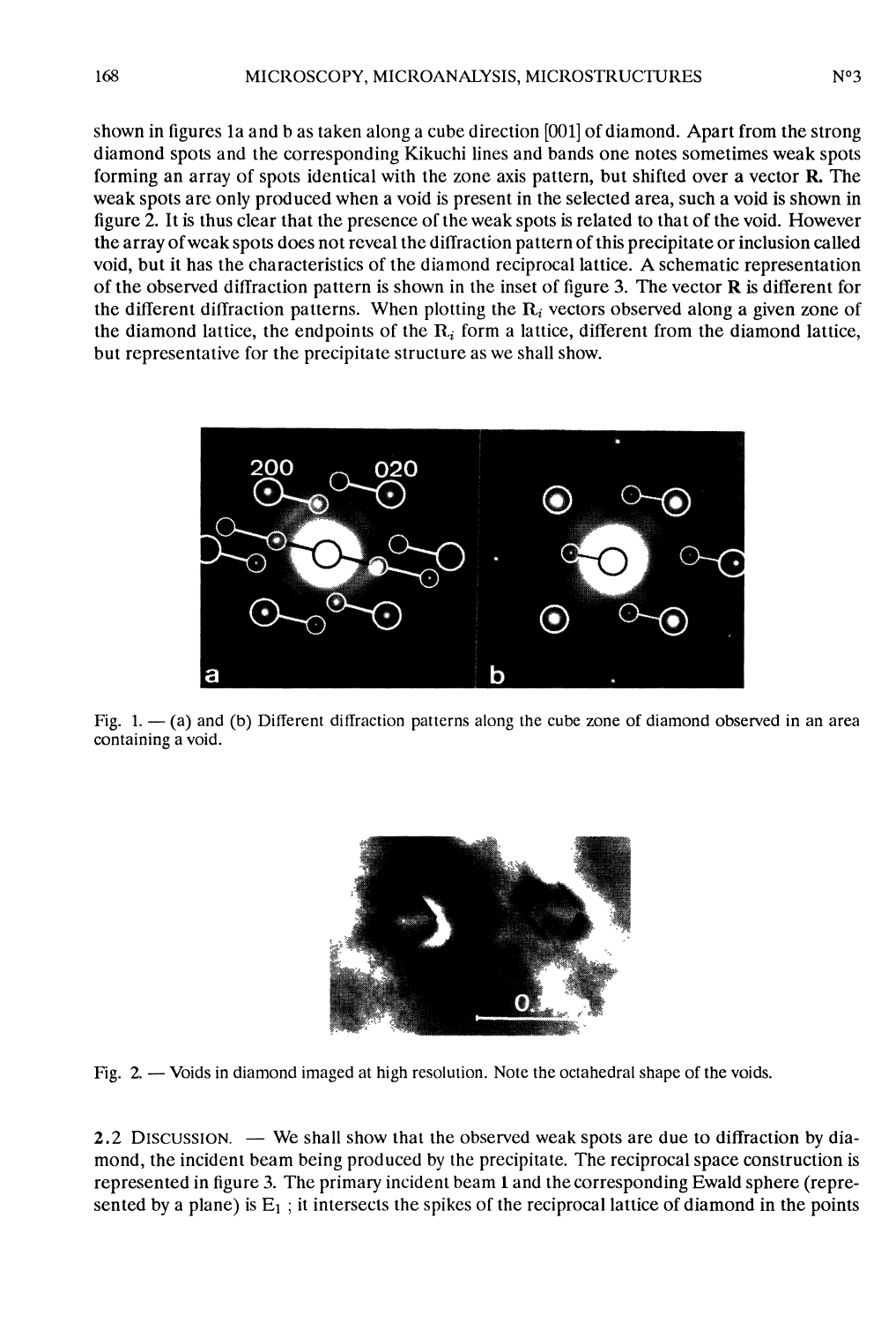shown in figures 1a and b as taken along a cube direction [001] of diamond. Apart from the strong diamond spots and the corresponding Kikuchi lines and bands one notes sometimes weak spots forming an array of spots identical with the zone axis pattern, but shifted over a vector **R**. The weak spots are only produced when a void is present in the selected area, such a void is shown in figure 2. It is thus clear that the presence of the weak spots is related to that of the void. However the array of weak spots does not reveal the diffraction pattern of this precipitate or inclusion called void, but it has the characteristics of the diamond reciprocal lattice. A schematic representation of the observed diffraction pattern is shown in the inset of figure 3. The vector **R** is different for the different diffraction patterns. When plotting the $\mathbf{R}_i$ vectors observed along a given zone of the diamond lattice, the endpoints of the $\mathbf{R}_i$ form a lattice, different from the diamond lattice, but representative for the precipitate structure as we shall show.

Fig. 1. — (a) and (b) Different diffraction patterns along the cube zone of diamond observed in an area containing a void.

Fig. 2. — Voids in diamond imaged at high resolution. Note the octahedral shape of the voids.

**2.2 DISCUSSION.** — We shall show that the observed weak spots are due to diffraction by diamond, the incident beam being produced by the precipitate. The reciprocal space construction is represented in figure 3. The primary incident beam 1 and the corresponding Ewald sphere (represented by a plane) is $E_1$ ; it intersects the spikes of the reciprocal lattice of diamond in the points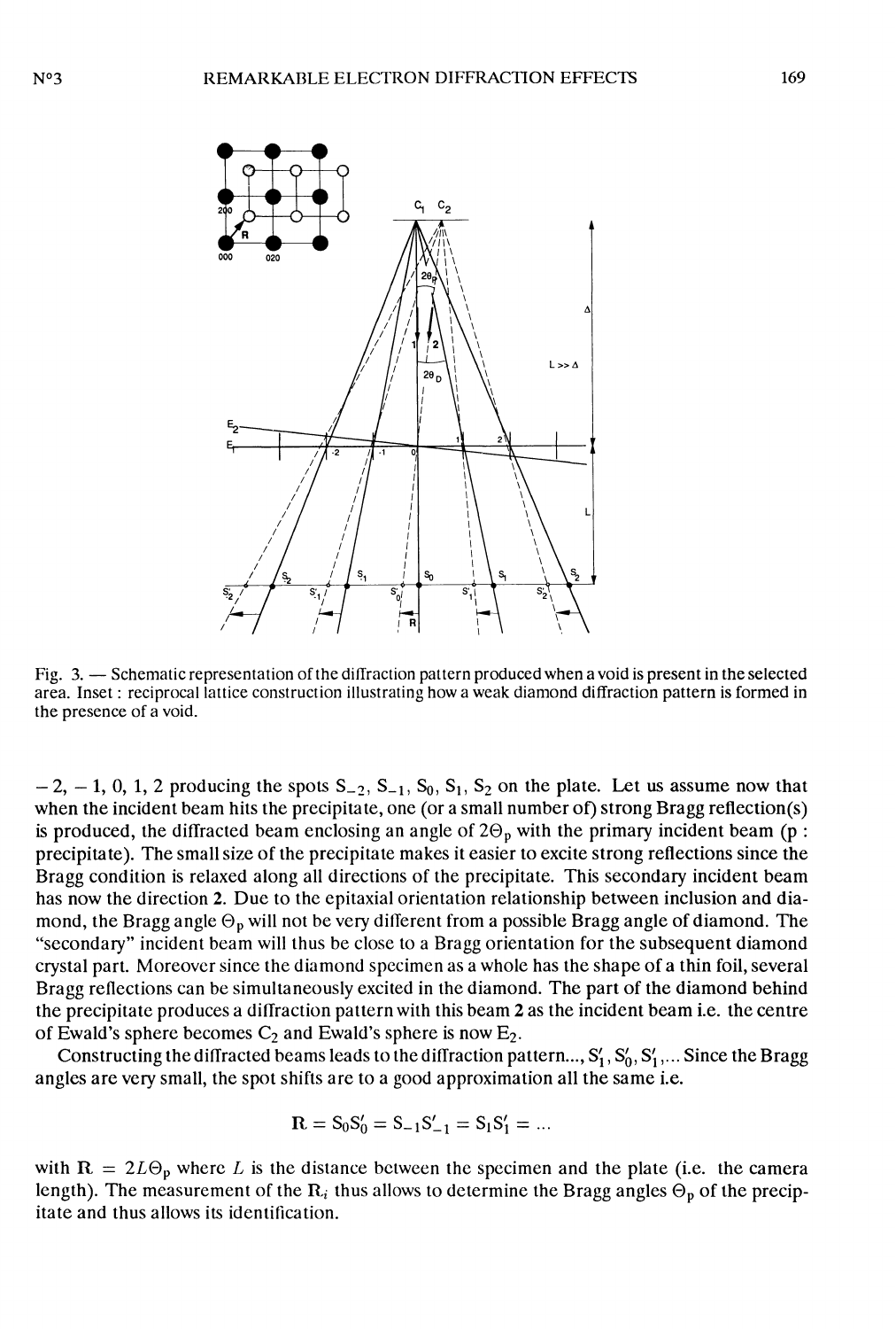Fig. 3. — Schematic representation of the diffraction pattern produced when a void is present in the selected area. Inset : reciprocal lattice construction illustrating how a weak diamond diffraction pattern is formed in the presence of a void.

$-2$, $-1$, 0, 1, 2 producing the spots $S_{-2}$, $S_{-1}$, $S_0$, $S_1$, $S_2$ on the plate. Let us assume now that when the incident beam hits the precipitate, one (or a small number of) strong Bragg reflection(s) is produced, the diffracted beam enclosing an angle of $2\Theta_p$ with the primary incident beam (p : precipitate). The small size of the precipitate makes it easier to excite strong reflections since the Bragg condition is relaxed along all directions of the precipitate. This secondary incident beam has now the direction **2**. Due to the epitaxial orientation relationship between inclusion and diamond, the Bragg angle $\Theta_p$ will not be very different from a possible Bragg angle of diamond. The "secondary" incident beam will thus be close to a Bragg orientation for the subsequent diamond crystal part. Moreover since the diamond specimen as a whole has the shape of a thin foil, several Bragg reflections can be simultaneously excited in the diamond. The part of the diamond behind the precipitate produces a diffraction pattern with this beam **2** as the incident beam i.e. the centre of Ewald's sphere becomes $C_2$ and Ewald's sphere is now $E_2$.

Constructing the diffracted beams leads to the diffraction pattern..., $S'_1$, $S'_0$, $S'_1$,... Since the Bragg angles are very small, the spot shifts are to a good approximation all the same i.e.

$$\mathbf{R} = S_0S'_0 = S_{-1}S'_{-1} = S_1S'_1 = \ldots$$

with $\mathbf{R} = 2L\Theta_p$ where $L$ is the distance between the specimen and the plate (i.e. the camera length). The measurement of the $\mathbf{R}_i$ thus allows to determine the Bragg angles $\Theta_p$ of the precipitate and thus allows its identification.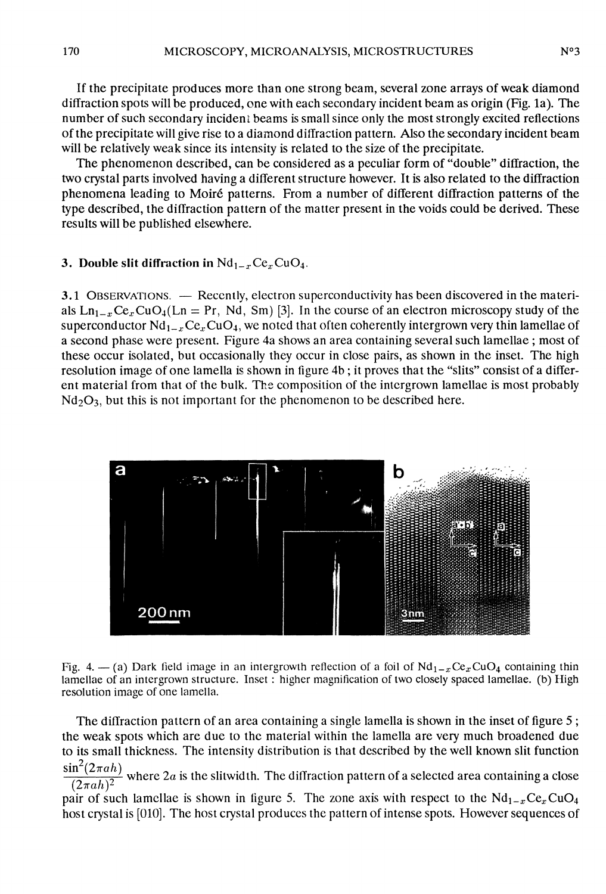If the precipitate produces more than one strong beam, several zone arrays of weak diamond diffraction spots will be produced, one with each secondary incident beam as origin (Fig. 1a). The number of such secondary incident beams is small since only the most strongly excited reflections of the precipitate will give rise to a diamond diffraction pattern. Also the secondary incident beam will be relatively weak since its intensity is related to the size of the precipitate.

The phenomenon described, can be considered as a peculiar form of "double" diffraction, the two crystal parts involved having a different structure however. It is also related to the diffraction phenomena leading to Moiré patterns. From a number of different diffraction patterns of the type described, the diffraction pattern of the matter present in the voids could be derived. These results will be published elsewhere.

## 3. Double slit diffraction in $Nd_{1-x}Ce_xCuO_4$.

3.1 OBSERVATIONS. — Recently, electron superconductivity has been discovered in the materials $Ln_{1-x}Ce_xCuO_4$($Ln$ = Pr, Nd, Sm) [3]. In the course of an electron microscopy study of the superconductor $Nd_{1-x}Ce_xCuO_4$, we noted that often coherently intergrown very thin lamellae of a second phase were present. Figure 4a shows an area containing several such lamellae ; most of these occur isolated, but occasionally they occur in close pairs, as shown in the inset. The high resolution image of one lamella is shown in figure 4b ; it proves that the "slits" consist of a different material from that of the bulk. The composition of the intergrown lamellae is most probably $Nd_2O_3$, but this is not important for the phenomenon to be described here.

Fig. 4. — (a) Dark field image in an intergrowth reflection of a foil of $Nd_{1-x}Ce_xCuO_4$ containing thin lamellae of an intergrown structure. Inset : higher magnification of two closely spaced lamellae. (b) High resolution image of one lamella.

The diffraction pattern of an area containing a single lamella is shown in the inset of figure 5 ; the weak spots which are due to the material within the lamella are very much broadened due to its small thickness. The intensity distribution is that described by the well known slit function $\frac{\sin^2(2\pi ah)}{(2\pi ah)^2}$ where $2a$ is the slitwidth. The diffraction pattern of a selected area containing a close pair of such lamellae is shown in figure 5. The zone axis with respect to the $Nd_{1-x}Ce_xCuO_4$ host crystal is [010]. The host crystal produces the pattern of intense spots. However sequences of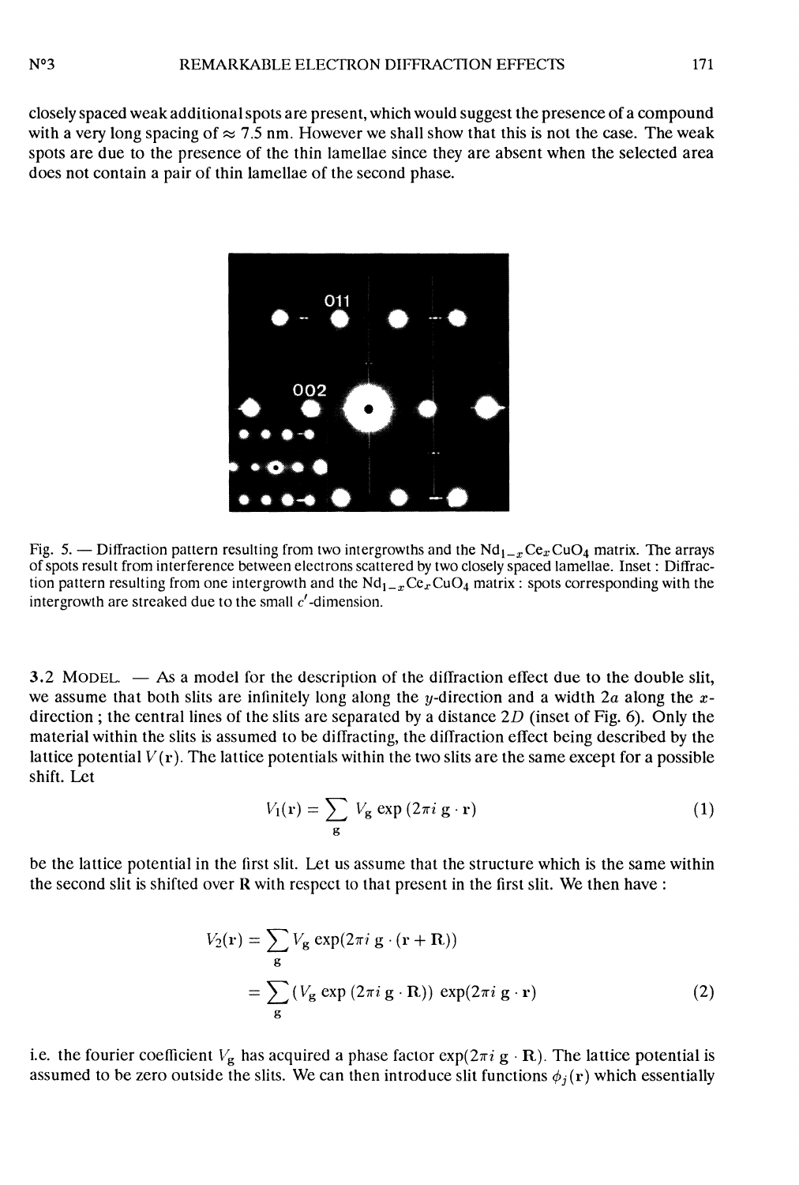closely spaced weak additional spots are present, which would suggest the presence of a compound with a very long spacing of $\approx 7.5$ nm. However we shall show that this is not the case. The weak spots are due to the presence of the thin lamellae since they are absent when the selected area does not contain a pair of thin lamellae of the second phase.

Fig. 5. — Diffraction pattern resulting from two intergrowths and the $Nd_{1-x}Ce_xCuO_4$ matrix. The arrays of spots result from interference between electrons scattered by two closely spaced lamellae. Inset : Diffraction pattern resulting from one intergrowth and the $Nd_{1-x}Ce_xCuO_4$ matrix : spots corresponding with the intergrowth are streaked due to the small $c'$-dimension.

3.2 MODEL. — As a model for the description of the diffraction effect due to the double slit, we assume that both slits are infinitely long along the $y$-direction and a width $2a$ along the $x$-direction ; the central lines of the slits are separated by a distance $2D$ (inset of Fig. 6). Only the material within the slits is assumed to be diffracting, the diffraction effect being described by the lattice potential $V(\mathbf{r})$. The lattice potentials within the two slits are the same except for a possible shift. Let

$$V_1(\mathbf{r}) = \sum_{\mathbf{g}} V_{\mathbf{g}} \exp(2\pi i\, \mathbf{g} \cdot \mathbf{r}) \tag{1}$$

be the lattice potential in the first slit. Let us assume that the structure which is the same within the second slit is shifted over $\mathbf{R}$ with respect to that present in the first slit. We then have :

$$\begin{aligned} V_2(\mathbf{r}) &= \sum_{\mathbf{g}} V_{\mathbf{g}} \exp(2\pi i\, \mathbf{g} \cdot (\mathbf{r} + \mathbf{R})) \\ &= \sum_{\mathbf{g}} (V_{\mathbf{g}} \exp(2\pi i\, \mathbf{g} \cdot \mathbf{R})) \exp(2\pi i\, \mathbf{g} \cdot \mathbf{r}) \end{aligned} \tag{2}$$

i.e. the fourier coefficient $V_{\mathbf{g}}$ has acquired a phase factor $\exp(2\pi i\, \mathbf{g} \cdot \mathbf{R})$. The lattice potential is assumed to be zero outside the slits. We can then introduce slit functions $\phi_j(\mathbf{r})$ which essentially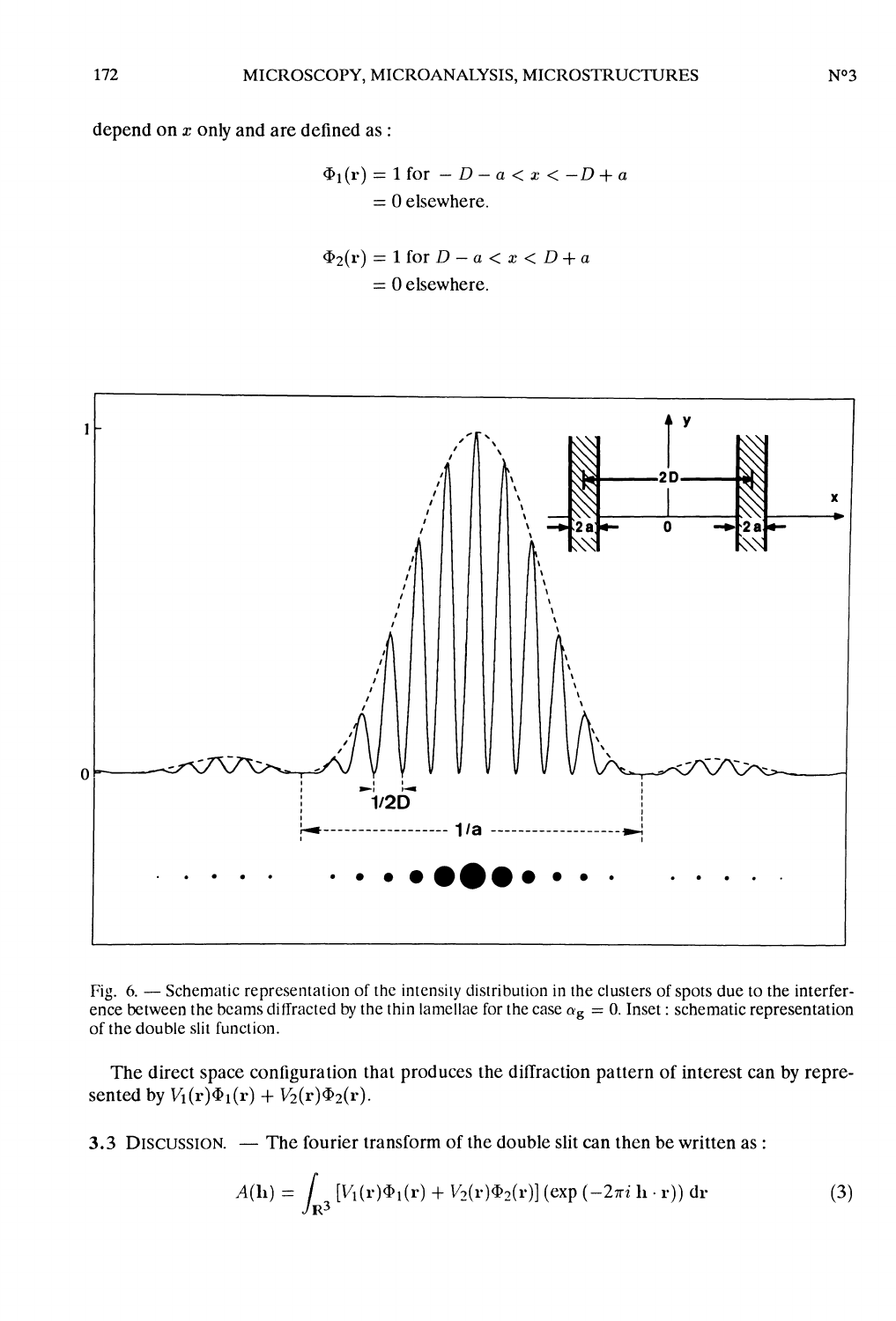depend on $x$ only and are defined as :

$$\Phi_1(\mathbf{r}) = 1 \text{ for } -D-a < x < -D+a$$
$$= 0 \text{ elsewhere.}$$

$$\Phi_2(\mathbf{r}) = 1 \text{ for } D-a < x < D+a$$
$$= 0 \text{ elsewhere.}$$

Fig. 6. — Schematic representation of the intensity distribution in the clusters of spots due to the interference between the beams diffracted by the thin lamellae for the case $\alpha_g = 0$. Inset : schematic representation of the double slit function.

The direct space configuration that produces the diffraction pattern of interest can by represented by $V_1(\mathbf{r})\Phi_1(\mathbf{r}) + V_2(\mathbf{r})\Phi_2(\mathbf{r})$.

**3.3 Discussion.** — The fourier transform of the double slit can then be written as :

$$A(\mathbf{h}) = \int_{\mathbf{R}^3} [V_1(\mathbf{r})\Phi_1(\mathbf{r}) + V_2(\mathbf{r})\Phi_2(\mathbf{r})] (\exp(-2\pi i\, \mathbf{h}\cdot\mathbf{r}))\, d\mathbf{r} \tag{3}$$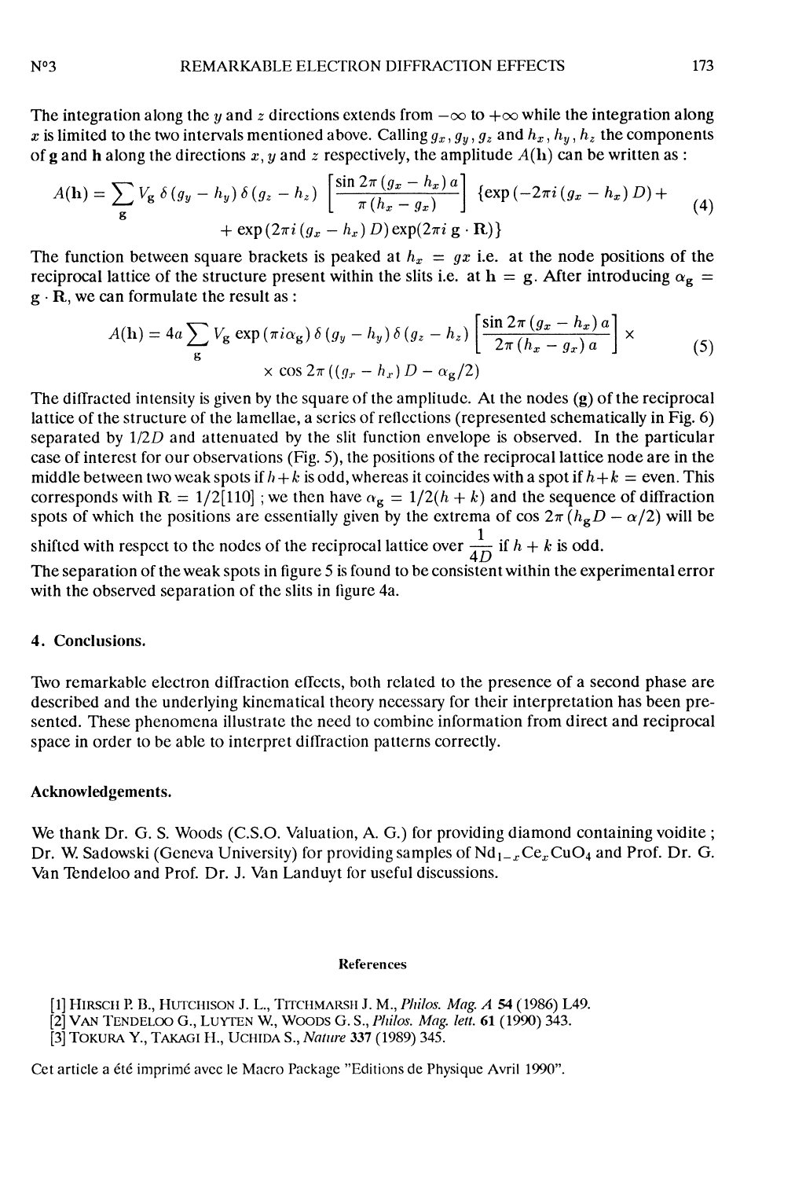The integration along the $y$ and $z$ directions extends from $-\infty$ to $+\infty$ while the integration along $x$ is limited to the two intervals mentioned above. Calling $g_x, g_y, g_z$ and $h_x, h_y, h_z$ the components of $\mathbf{g}$ and $\mathbf{h}$ along the directions $x, y$ and $z$ respectively, the amplitude $A(\mathbf{h})$ can be written as :

$$A(\mathbf{h}) = \sum_{\mathbf{g}} V_{\mathbf{g}}\, \delta(g_y - h_y)\, \delta(g_z - h_z) \left[\frac{\sin 2\pi (g_x - h_x) a}{\pi (h_x - g_x)}\right] \{\exp(-2\pi i (g_x - h_x) D) + \\ + \exp(2\pi i (g_x - h_x) D) \exp(2\pi i\, \mathbf{g} \cdot \mathbf{R})\} \tag{4}$$

The function between square brackets is peaked at $h_x = gx$ i.e. at the node positions of the reciprocal lattice of the structure present within the slits i.e. at $\mathbf{h} = \mathbf{g}$. After introducing $\alpha_{\mathbf{g}} = \mathbf{g} \cdot \mathbf{R}$, we can formulate the result as :

$$A(\mathbf{h}) = 4a \sum_{\mathbf{g}} V_{\mathbf{g}} \exp(\pi i \alpha_{\mathbf{g}})\, \delta(g_y - h_y)\, \delta(g_z - h_z) \left[\frac{\sin 2\pi (g_x - h_x) a}{2\pi (h_x - g_x) a}\right] \times \\ \times \cos 2\pi ((g_x - h_x) D - \alpha_{\mathbf{g}}/2) \tag{5}$$

The diffracted intensity is given by the square of the amplitude. At the nodes ($\mathbf{g}$) of the reciprocal lattice of the structure of the lamellae, a series of reflections (represented schematically in Fig. 6) separated by $1/2D$ and attenuated by the slit function envelope is observed. In the particular case of interest for our observations (Fig. 5), the positions of the reciprocal lattice node are in the middle between two weak spots if $h+k$ is odd, whereas it coincides with a spot if $h+k$ = even. This corresponds with $\mathbf{R} = 1/2[110]$ ; we then have $\alpha_{\mathbf{g}} = 1/2(h+k)$ and the sequence of diffraction spots of which the positions are essentially given by the extrema of $\cos 2\pi (h_{\mathbf{g}} D - \alpha/2)$ will be shifted with respect to the nodes of the reciprocal lattice over $\frac{1}{4D}$ if $h+k$ is odd.
The separation of the weak spots in figure 5 is found to be consistent within the experimental error with the observed separation of the slits in figure 4a.

## 4. Conclusions.

Two remarkable electron diffraction effects, both related to the presence of a second phase are described and the underlying kinematical theory necessary for their interpretation has been presented. These phenomena illustrate the need to combine information from direct and reciprocal space in order to be able to interpret diffraction patterns correctly.

### Acknowledgements.

We thank Dr. G. S. Woods (C.S.O. Valuation, A. G.) for providing diamond containing voidite ; Dr. W. Sadowski (Geneva University) for providing samples of $Nd_{1-x}Ce_xCuO_4$ and Prof. Dr. G. Van Tendeloo and Prof. Dr. J. Van Landuyt for useful discussions.

### References

[1] Hirsch P. B., Hutchison J. L., Titchmarsh J. M., *Philos. Mag. A* **54** (1986) L49.
[2] Van Tendeloo G., Luyten W., Woods G. S., *Philos. Mag. lett.* **61** (1990) 343.
[3] Tokura Y., Takagi H., Uchida S., *Nature* **337** (1989) 345.

Cet article a été imprimé avec le Macro Package "Editions de Physique Avril 1990".